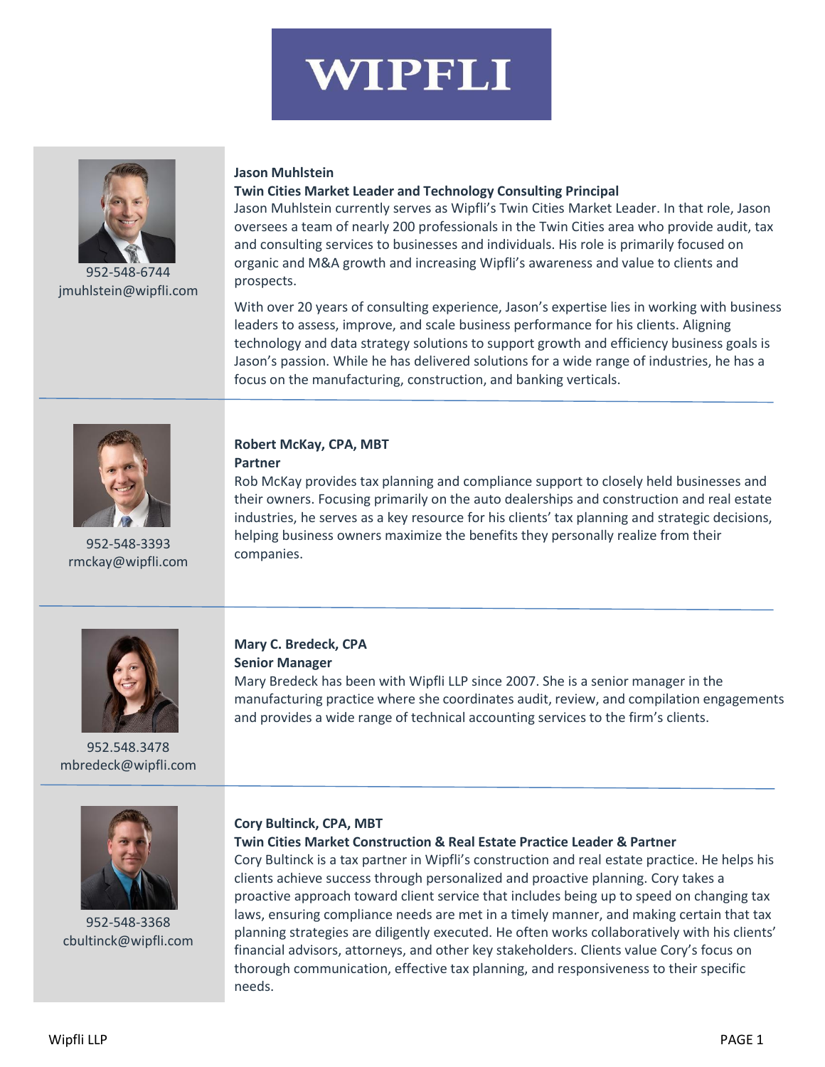# WIPFLI

**Jason Muhlstein**
**Twin Cities Market Leader and Technology Consulting Principal**

952-548-6744
jmuhlstein@wipfli.com

Jason Muhlstein currently serves as Wipfli's Twin Cities Market Leader. In that role, Jason oversees a team of nearly 200 professionals in the Twin Cities area who provide audit, tax and consulting services to businesses and individuals. His role is primarily focused on organic and M&A growth and increasing Wipfli's awareness and value to clients and prospects.

With over 20 years of consulting experience, Jason's expertise lies in working with business leaders to assess, improve, and scale business performance for his clients. Aligning technology and data strategy solutions to support growth and efficiency business goals is Jason's passion. While he has delivered solutions for a wide range of industries, he has a focus on the manufacturing, construction, and banking verticals.

---

**Robert McKay, CPA, MBT**
**Partner**

952-548-3393
rmckay@wipfli.com

Rob McKay provides tax planning and compliance support to closely held businesses and their owners. Focusing primarily on the auto dealerships and construction and real estate industries, he serves as a key resource for his clients' tax planning and strategic decisions, helping business owners maximize the benefits they personally realize from their companies.

---

**Mary C. Bredeck, CPA**
**Senior Manager**

952.548.3478
mbredeck@wipfli.com

Mary Bredeck has been with Wipfli LLP since 2007. She is a senior manager in the manufacturing practice where she coordinates audit, review, and compilation engagements and provides a wide range of technical accounting services to the firm's clients.

---

**Cory Bultinck, CPA, MBT**
**Twin Cities Market Construction & Real Estate Practice Leader & Partner**

952-548-3368
cbultinck@wipfli.com

Cory Bultinck is a tax partner in Wipfli's construction and real estate practice. He helps his clients achieve success through personalized and proactive planning. Cory takes a proactive approach toward client service that includes being up to speed on changing tax laws, ensuring compliance needs are met in a timely manner, and making certain that tax planning strategies are diligently executed. He often works collaboratively with his clients' financial advisors, attorneys, and other key stakeholders. Clients value Cory's focus on thorough communication, effective tax planning, and responsiveness to their specific needs.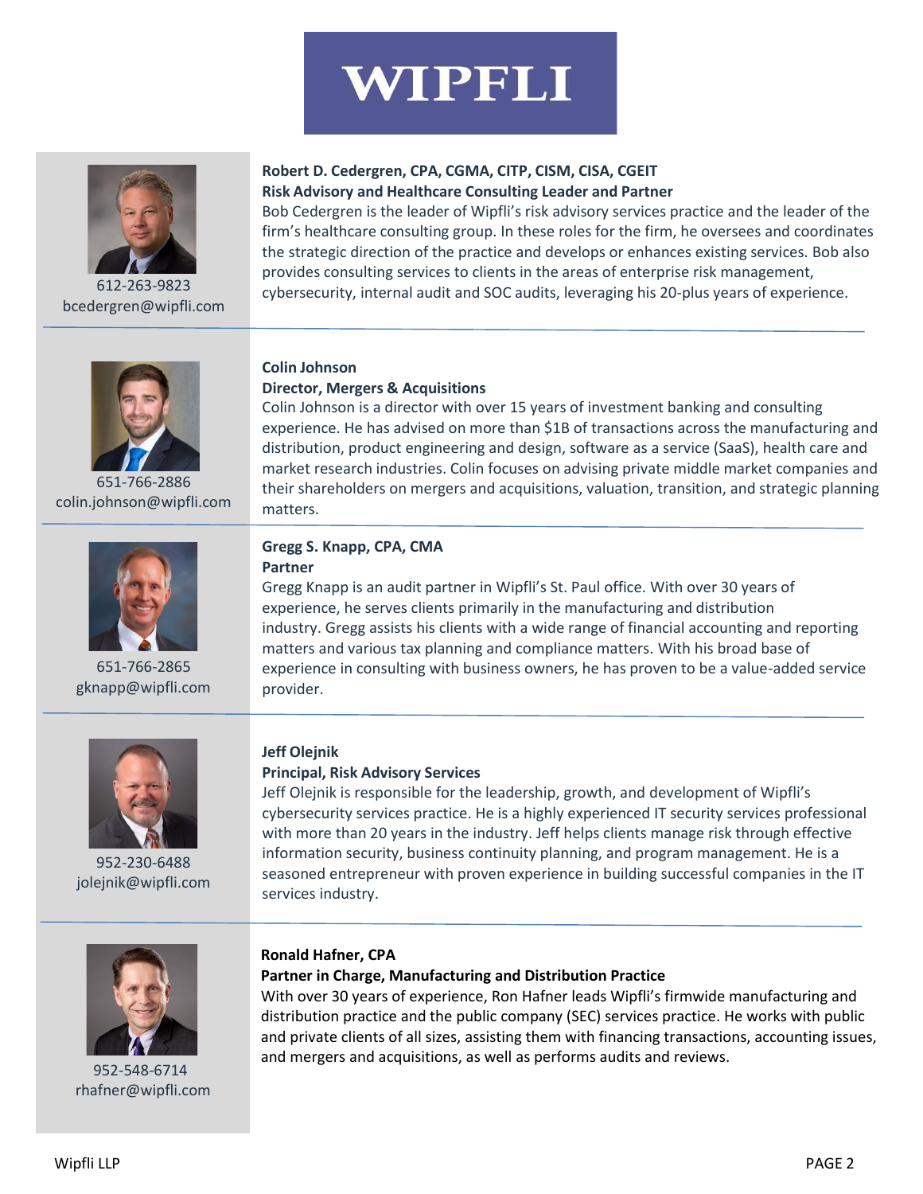# WIPFLI

612-263-9823
bcedergren@wipfli.com

**Robert D. Cedergren, CPA, CGMA, CITP, CISM, CISA, CGEIT**
**Risk Advisory and Healthcare Consulting Leader and Partner**

Bob Cedergren is the leader of Wipfli's risk advisory services practice and the leader of the firm's healthcare consulting group. In these roles for the firm, he oversees and coordinates the strategic direction of the practice and develops or enhances existing services. Bob also provides consulting services to clients in the areas of enterprise risk management, cybersecurity, internal audit and SOC audits, leveraging his 20-plus years of experience.

---

651-766-2886
colin.johnson@wipfli.com

**Colin Johnson**
**Director, Mergers & Acquisitions**

Colin Johnson is a director with over 15 years of investment banking and consulting experience. He has advised on more than $1B of transactions across the manufacturing and distribution, product engineering and design, software as a service (SaaS), health care and market research industries. Colin focuses on advising private middle market companies and their shareholders on mergers and acquisitions, valuation, transition, and strategic planning matters.

---

651-766-2865
gknapp@wipfli.com

**Gregg S. Knapp, CPA, CMA**
**Partner**

Gregg Knapp is an audit partner in Wipfli's St. Paul office. With over 30 years of experience, he serves clients primarily in the manufacturing and distribution industry. Gregg assists his clients with a wide range of financial accounting and reporting matters and various tax planning and compliance matters. With his broad base of experience in consulting with business owners, he has proven to be a value-added service provider.

---

952-230-6488
jolejnik@wipfli.com

**Jeff Olejnik**
**Principal, Risk Advisory Services**

Jeff Olejnik is responsible for the leadership, growth, and development of Wipfli's cybersecurity services practice. He is a highly experienced IT security services professional with more than 20 years in the industry. Jeff helps clients manage risk through effective information security, business continuity planning, and program management. He is a seasoned entrepreneur with proven experience in building successful companies in the IT services industry.

---

952-548-6714
rhafner@wipfli.com

**Ronald Hafner, CPA**
**Partner in Charge, Manufacturing and Distribution Practice**

With over 30 years of experience, Ron Hafner leads Wipfli's firmwide manufacturing and distribution practice and the public company (SEC) services practice. He works with public and private clients of all sizes, assisting them with financing transactions, accounting issues, and mergers and acquisitions, as well as performs audits and reviews.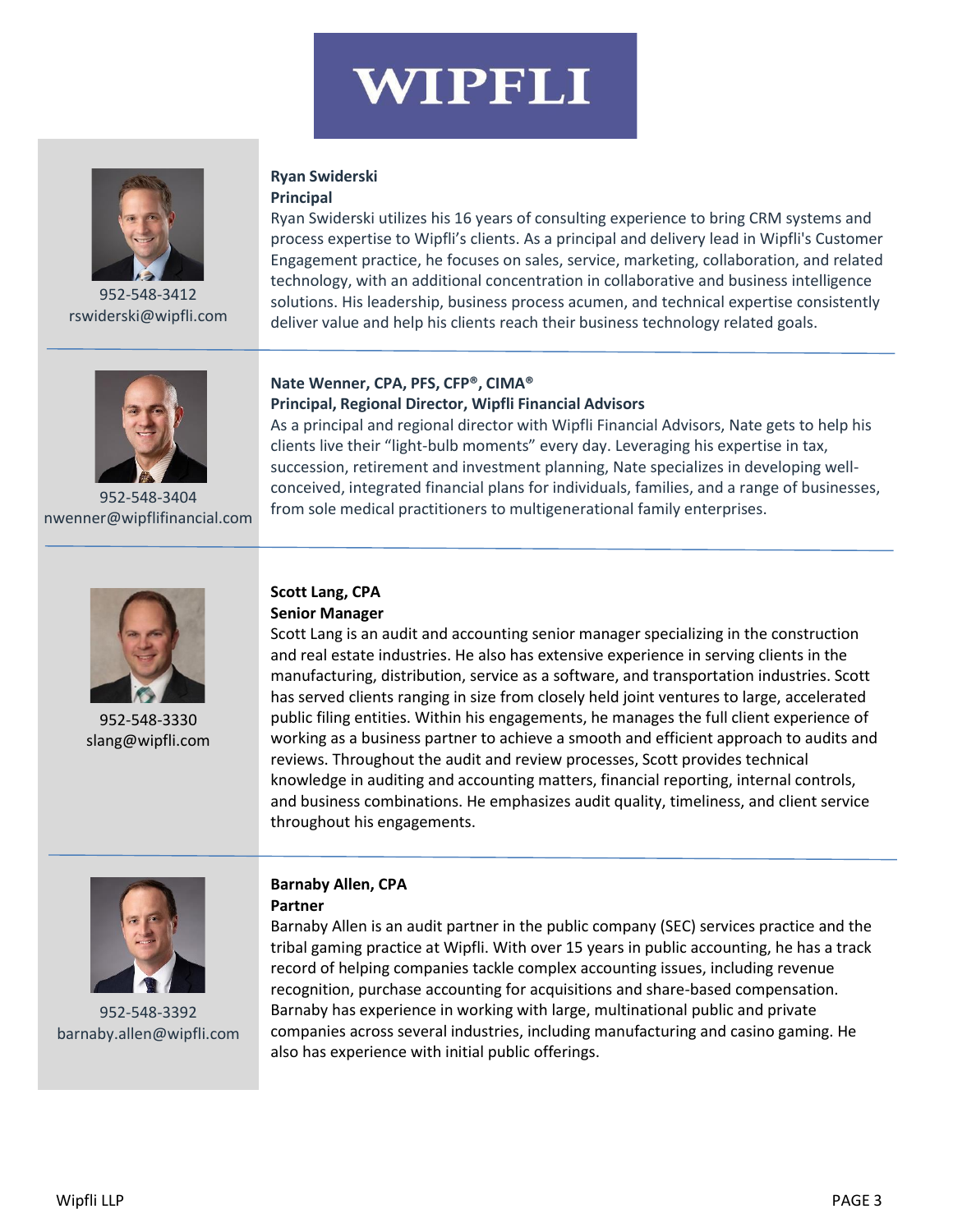# WIPFLI

**Ryan Swiderski**
**Principal**

952-548-3412
rswiderski@wipfli.com

Ryan Swiderski utilizes his 16 years of consulting experience to bring CRM systems and process expertise to Wipfli's clients. As a principal and delivery lead in Wipfli's Customer Engagement practice, he focuses on sales, service, marketing, collaboration, and related technology, with an additional concentration in collaborative and business intelligence solutions. His leadership, business process acumen, and technical expertise consistently deliver value and help his clients reach their business technology related goals.

---

**Nate Wenner, CPA, PFS, CFP®, CIMA®**
**Principal, Regional Director, Wipfli Financial Advisors**

952-548-3404
nwenner@wipflifinancial.com

As a principal and regional director with Wipfli Financial Advisors, Nate gets to help his clients live their "light-bulb moments" every day. Leveraging his expertise in tax, succession, retirement and investment planning, Nate specializes in developing well-conceived, integrated financial plans for individuals, families, and a range of businesses, from sole medical practitioners to multigenerational family enterprises.

---

**Scott Lang, CPA**
**Senior Manager**

952-548-3330
slang@wipfli.com

Scott Lang is an audit and accounting senior manager specializing in the construction and real estate industries. He also has extensive experience in serving clients in the manufacturing, distribution, service as a software, and transportation industries. Scott has served clients ranging in size from closely held joint ventures to large, accelerated public filing entities. Within his engagements, he manages the full client experience of working as a business partner to achieve a smooth and efficient approach to audits and reviews. Throughout the audit and review processes, Scott provides technical knowledge in auditing and accounting matters, financial reporting, internal controls, and business combinations. He emphasizes audit quality, timeliness, and client service throughout his engagements.

---

**Barnaby Allen, CPA**
**Partner**

952-548-3392
barnaby.allen@wipfli.com

Barnaby Allen is an audit partner in the public company (SEC) services practice and the tribal gaming practice at Wipfli. With over 15 years in public accounting, he has a track record of helping companies tackle complex accounting issues, including revenue recognition, purchase accounting for acquisitions and share-based compensation. Barnaby has experience in working with large, multinational public and private companies across several industries, including manufacturing and casino gaming. He also has experience with initial public offerings.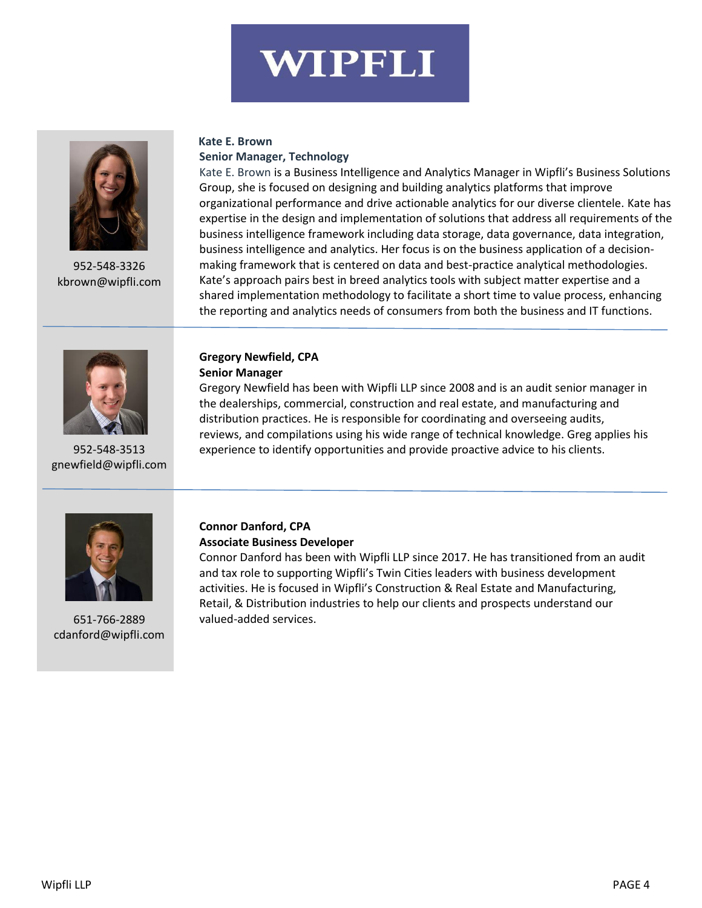# WIPFLI

952-548-3326
kbrown@wipfli.com

**Kate E. Brown**
**Senior Manager, Technology**

Kate E. Brown is a Business Intelligence and Analytics Manager in Wipfli's Business Solutions Group, she is focused on designing and building analytics platforms that improve organizational performance and drive actionable analytics for our diverse clientele. Kate has expertise in the design and implementation of solutions that address all requirements of the business intelligence framework including data storage, data governance, data integration, business intelligence and analytics. Her focus is on the business application of a decision-making framework that is centered on data and best-practice analytical methodologies. Kate's approach pairs best in breed analytics tools with subject matter expertise and a shared implementation methodology to facilitate a short time to value process, enhancing the reporting and analytics needs of consumers from both the business and IT functions.

---

952-548-3513
gnewfield@wipfli.com

**Gregory Newfield, CPA**
**Senior Manager**

Gregory Newfield has been with Wipfli LLP since 2008 and is an audit senior manager in the dealerships, commercial, construction and real estate, and manufacturing and distribution practices. He is responsible for coordinating and overseeing audits, reviews, and compilations using his wide range of technical knowledge. Greg applies his experience to identify opportunities and provide proactive advice to his clients.

---

651-766-2889
cdanford@wipfli.com

**Connor Danford, CPA**
**Associate Business Developer**

Connor Danford has been with Wipfli LLP since 2017. He has transitioned from an audit and tax role to supporting Wipfli's Twin Cities leaders with business development activities. He is focused in Wipfli's Construction & Real Estate and Manufacturing, Retail, & Distribution industries to help our clients and prospects understand our valued-added services.